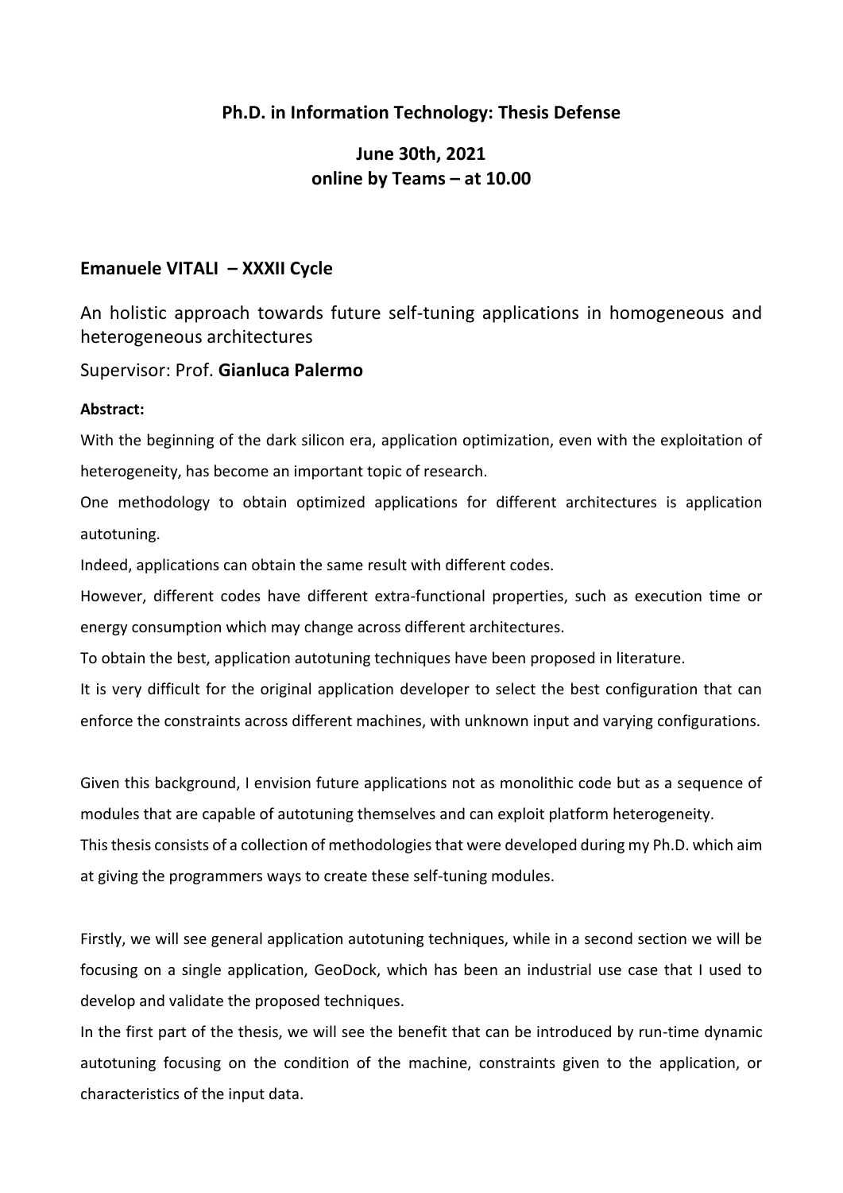**Ph.D. in Information Technology: Thesis Defense**

**June 30th, 2021**
**online by Teams – at 10.00**

## Emanuele VITALI – XXXII Cycle

An holistic approach towards future self-tuning applications in homogeneous and heterogeneous architectures

Supervisor: Prof. **Gianluca Palermo**

**Abstract:**

With the beginning of the dark silicon era, application optimization, even with the exploitation of heterogeneity, has become an important topic of research.

One methodology to obtain optimized applications for different architectures is application autotuning.

Indeed, applications can obtain the same result with different codes.

However, different codes have different extra-functional properties, such as execution time or energy consumption which may change across different architectures.

To obtain the best, application autotuning techniques have been proposed in literature.

It is very difficult for the original application developer to select the best configuration that can enforce the constraints across different machines, with unknown input and varying configurations.

Given this background, I envision future applications not as monolithic code but as a sequence of modules that are capable of autotuning themselves and can exploit platform heterogeneity.

This thesis consists of a collection of methodologies that were developed during my Ph.D. which aim at giving the programmers ways to create these self-tuning modules.

Firstly, we will see general application autotuning techniques, while in a second section we will be focusing on a single application, GeoDock, which has been an industrial use case that I used to develop and validate the proposed techniques.

In the first part of the thesis, we will see the benefit that can be introduced by run-time dynamic autotuning focusing on the condition of the machine, constraints given to the application, or characteristics of the input data.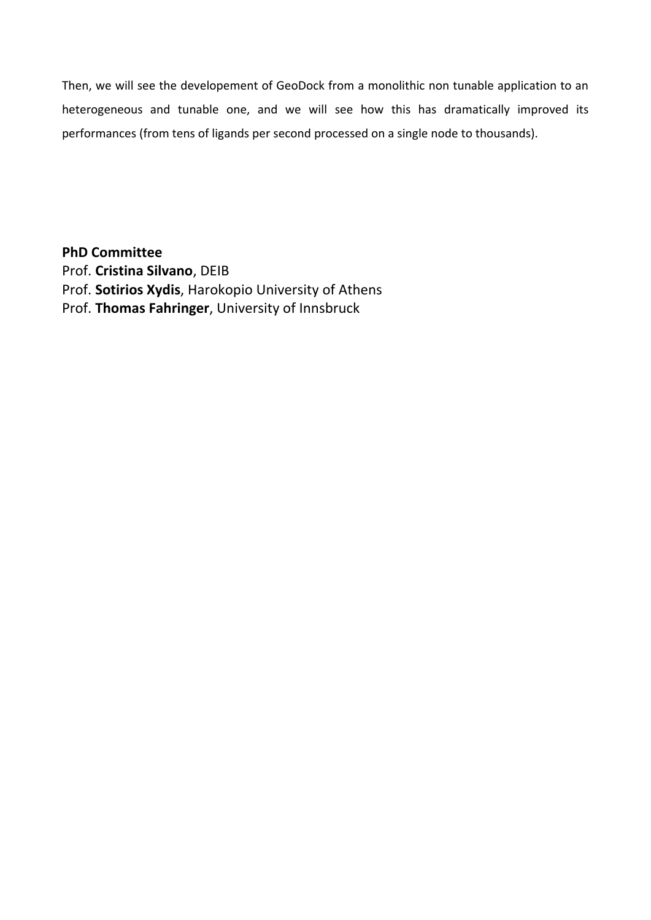Then, we will see the developement of GeoDock from a monolithic non tunable application to an heterogeneous and tunable one, and we will see how this has dramatically improved its performances (from tens of ligands per second processed on a single node to thousands).

**PhD Committee**
Prof. **Cristina Silvano**, DEIB
Prof. **Sotirios Xydis**, Harokopio University of Athens
Prof. **Thomas Fahringer**, University of Innsbruck